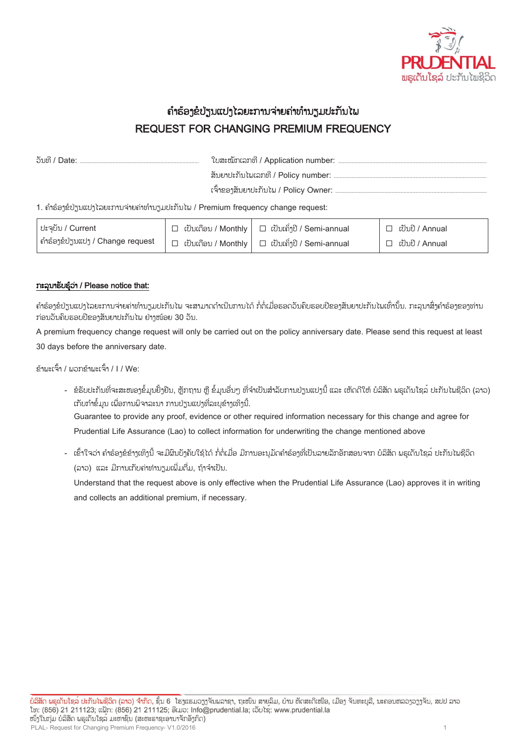PRUDENTIAL
ພຣູເດັນໂຊລ໌ ປະກັນໄພຊີວິດ

# ຄຳຮ້ອງຂໍປ່ຽນແປງໄລຍະການຈ່າຍຄ່າທຳນຽມປະກັນໄພ
# REQUEST FOR CHANGING PREMIUM FREQUENCY

ວັນທີ / Date: ..............................

ໃບສະໝັກເລກທີ / Application number: ..............................

ສັນຍາປະກັນໄພເລກທີ / Policy number: ..............................

ເຈົ້າຂອງສັນຍາປະກັນໄພ / Policy Owner: ..............................

1. ຄຳຮ້ອງຂໍປ່ຽນແປງໄລຍະການຈ່າຍຄ່າທຳນຽມປະກັນໄພ / Premium frequency change request:

| | | | |
|---|---|---|---|
| ປະຈຸບັນ / Current | ☐ ເປັນເດືອນ / Monthly | ☐ ເປັນເຄິ່ງປີ / Semi-annual | ☐ ເປັນປີ / Annual |
| ຄຳຮ້ອງຂໍປ່ຽນແປງ / Change request | ☐ ເປັນເດືອນ / Monthly | ☐ ເປັນເຄິ່ງປີ / Semi-annual | ☐ ເປັນປີ / Annual |

**ກະລຸນາຮັບຮູ້ວ່າ / Please notice that:**

ຄຳຮ້ອງຂໍປ່ຽນແປງໄລຍະການຈ່າຍຄ່າທຳນຽມປະກັນໄພ ຈະສາມາດດຳເນີນການໄດ້ ກໍ່ຕໍ່ເມື່ອຮອດວັນຄົບຮອບປີຂອງສັນຍາປະກັນໄພເທົ່ານັ້ນ. ກະລຸນາສົ່ງຄຳຮ້ອງຂອງທ່ານກ່ອນວັນຄົບຮອບປີຂອງສັນຍາປະກັນໄພ ຢ່າງໜ້ອຍ 30 ວັນ.

A premium frequency change request will only be carried out on the policy anniversary date. Please send this request at least 30 days before the anniversary date.

ຂ້າພະເຈົ້າ / ພວກຂ້າພະເຈົ້າ / I / We:

- ຂໍຮັບປະກັນທີ່ຈະສະໜອງຂໍ້ມູນຢັ້ງຢືນ, ຫຼັກຖານ ຫຼື ຂໍ້ມູນອື່ນໆ ທີ່ຈຳເປັນສຳລັບການປ່ຽນແປງນີ້ ແລະ ເຫັນດີໃຫ້ ບໍລິສັດ ພຣູເດັນໂຊລ໌ ປະກັນໄພຊີວິດ (ລາວ) ເກັບກຳຂໍ້ມູນ ເພື່ອການພິຈາລະນາ ການປ່ຽນແປງທີ່ລະບຸຂ້າງເທິງນີ້.

  Guarantee to provide any proof, evidence or other required information necessary for this change and agree for Prudential Life Assurance (Lao) to collect information for underwriting the change mentioned above

- ເຂົ້າໃຈວ່າ ຄຳຮ້ອງຂໍຂ້າງເທິງນີ້ ຈະມີຜົນບັງຄັບໃຊ້ໄດ້ ກໍ່ຕໍ່ເມື່ອ ມີການອະນຸມັດຄຳຮ້ອງທີ່ເປັນລາຍລັກອັກສອນຈາກ ບໍລິສັດ ພຣູເດັນໂຊລ໌ ປະກັນໄພຊີວິດ (ລາວ) ແລະ ມີການເກັບຄ່າທຳນຽມເພີ່ມຕື່ມ, ຖ້າຈຳເປັນ.

  Understand that the request above is only effective when the Prudential Life Assurance (Lao) approves it in writing and collects an additional premium, if necessary.

ບໍລິສັດ ພຣູເດັນໂຊລ໌ ປະກັນໄພຊີວິດ (ລາວ) ຈຳກັດ, ຊັ້ນ 6 ໂຮງແຮມວຽງຈັນພລາຊາ, ຖະໜົນ ສາຍລົມ, ບ້ານ ຫັດສະດີເໜືອ, ເມືອງ ຈັນທະບູລີ, ນະຄອນຫລວງວຽງຈັນ, ສປປ ລາວ
ໂທ: (856) 21 211123; ແຟັກ: (856) 21 211125; ອີເມວ: Info@prudential.la; ເວັບໄຊ: www.prudential.la
ໜຶ່ງໃນກຸ່ມ ບໍລິສັດ ພຣູເດັນໂຊລ໌ ມະຫາຊົນ (ສະຫະຣາຊະອານາຈັກອັງກິດ)
PLAL- Request for Changing Premium Frequency- V1.0/2016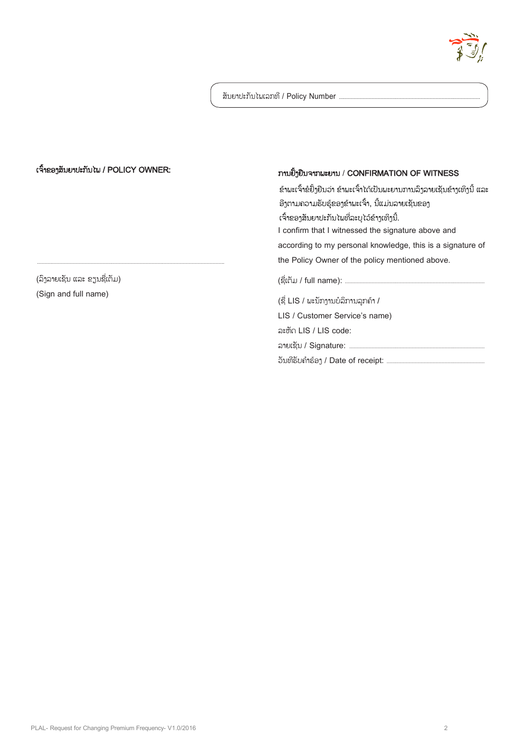ສັນຍາປະກັນໄພເລກທີ / Policy Number ..............................................................................................

**ເຈົ້າຂອງສັນຍາປະກັນໄພ / POLICY OWNER:**

..............................................................................................................................

(ລົງລາຍເຊັນ ແລະ ຂຽນຊື່ເຕັມ)

(Sign and full name)

**ການຢັ້ງຢືນຈາກພະຍານ / CONFIRMATION OF WITNESS**

ຂ້າພະເຈົ້າຂໍຢັ້ງຢືນວ່າ ຂ້າພະເຈົ້າໄດ້ເປັນພະຍານການລົງລາຍເຊັນຂ້າງເທິງນີ້ ແລະ ອີງຕາມຄວາມຮັບຮູ້ຂອງຂ້າພະເຈົ້າ, ນີ້ແມ່ນລາຍເຊັນຂອງ ເຈົ້າຂອງສັນຍາປະກັນໄພທີ່ລະບຸໄວ້ຂ້າງເທິງນີ້.

I confirm that I witnessed the signature above and according to my personal knowledge, this is a signature of the Policy Owner of the policy mentioned above.

(ຊື່ເຕັມ / full name): ..............................................................................

(ຊື່ LIS / ພະນັກງານບໍລິການລູກຄ້າ /

LIS / Customer Service's name)

ລະຫັດ LIS / LIS code:

ລາຍເຊັນ / Signature: ..............................................................................

ວັນທີຮັບຄຳຮ້ອງ / Date of receipt: ..................................................................